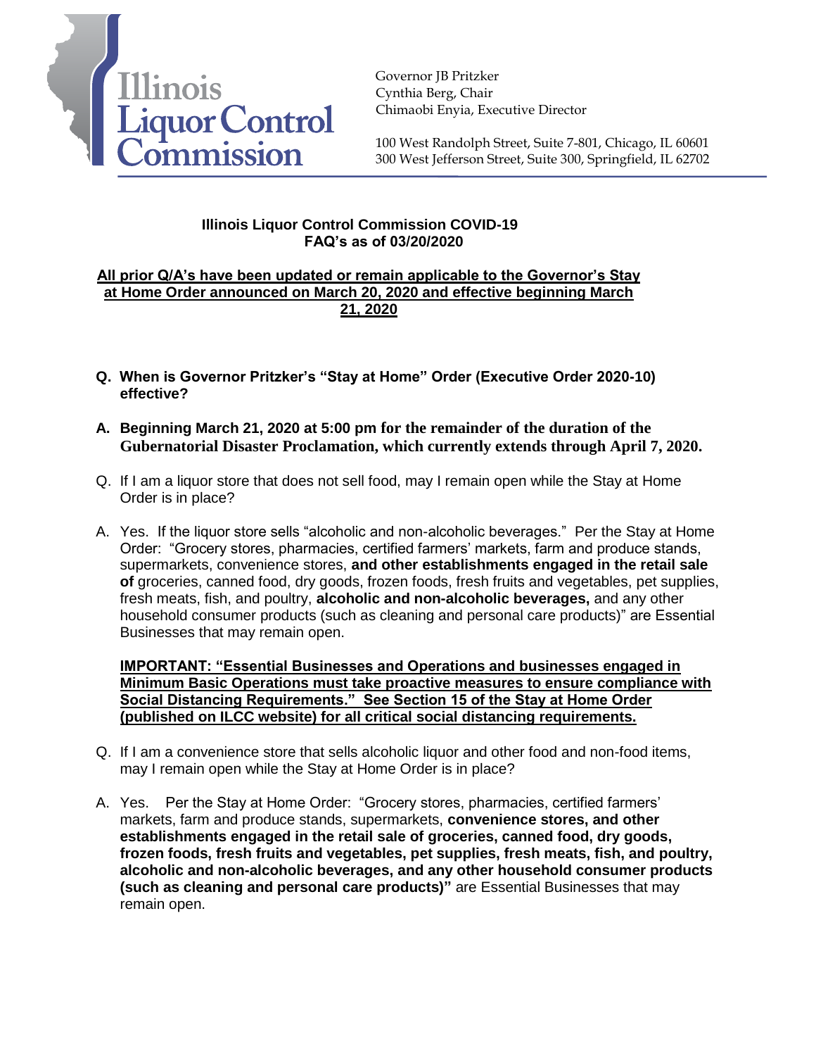Illinois Liquor Control Commission

Governor JB Pritzker
Cynthia Berg, Chair
Chimaobi Enyia, Executive Director

100 West Randolph Street, Suite 7-801, Chicago, IL 60601
300 West Jefferson Street, Suite 300, Springfield, IL 62702

## Illinois Liquor Control Commission COVID-19 FAQ's as of 03/20/2020

**All prior Q/A's have been updated or remain applicable to the Governor's Stay at Home Order announced on March 20, 2020 and effective beginning March 21, 2020**

**Q. When is Governor Pritzker's "Stay at Home" Order (Executive Order 2020-10) effective?**

**A. Beginning March 21, 2020 at 5:00 pm for the remainder of the duration of the Gubernatorial Disaster Proclamation, which currently extends through April 7, 2020.**

Q. If I am a liquor store that does not sell food, may I remain open while the Stay at Home Order is in place?

A. Yes. If the liquor store sells "alcoholic and non-alcoholic beverages." Per the Stay at Home Order: "Grocery stores, pharmacies, certified farmers' markets, farm and produce stands, supermarkets, convenience stores, **and other establishments engaged in the retail sale of** groceries, canned food, dry goods, frozen foods, fresh fruits and vegetables, pet supplies, fresh meats, fish, and poultry, **alcoholic and non-alcoholic beverages,** and any other household consumer products (such as cleaning and personal care products)" are Essential Businesses that may remain open.

**IMPORTANT: "Essential Businesses and Operations and businesses engaged in Minimum Basic Operations must take proactive measures to ensure compliance with Social Distancing Requirements." See Section 15 of the Stay at Home Order (published on ILCC website) for all critical social distancing requirements.**

Q. If I am a convenience store that sells alcoholic liquor and other food and non-food items, may I remain open while the Stay at Home Order is in place?

A. Yes. Per the Stay at Home Order: "Grocery stores, pharmacies, certified farmers' markets, farm and produce stands, supermarkets, **convenience stores, and other establishments engaged in the retail sale of groceries, canned food, dry goods, frozen foods, fresh fruits and vegetables, pet supplies, fresh meats, fish, and poultry, alcoholic and non-alcoholic beverages, and any other household consumer products (such as cleaning and personal care products)"** are Essential Businesses that may remain open.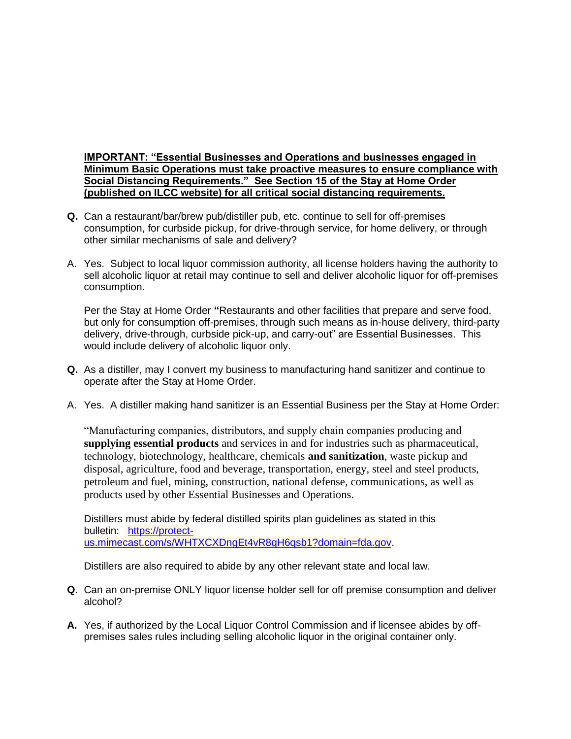**IMPORTANT: "Essential Businesses and Operations and businesses engaged in Minimum Basic Operations must take proactive measures to ensure compliance with Social Distancing Requirements." See Section 15 of the Stay at Home Order (published on ILCC website) for all critical social distancing requirements.**

**Q.** Can a restaurant/bar/brew pub/distiller pub, etc. continue to sell for off-premises consumption, for curbside pickup, for drive-through service, for home delivery, or through other similar mechanisms of sale and delivery?

A. Yes. Subject to local liquor commission authority, all license holders having the authority to sell alcoholic liquor at retail may continue to sell and deliver alcoholic liquor for off-premises consumption.

Per the Stay at Home Order **"**Restaurants and other facilities that prepare and serve food, but only for consumption off-premises, through such means as in-house delivery, third-party delivery, drive-through, curbside pick-up, and carry-out" are Essential Businesses. This would include delivery of alcoholic liquor only.

**Q.** As a distiller, may I convert my business to manufacturing hand sanitizer and continue to operate after the Stay at Home Order.

A. Yes. A distiller making hand sanitizer is an Essential Business per the Stay at Home Order:

"Manufacturing companies, distributors, and supply chain companies producing and **supplying essential products** and services in and for industries such as pharmaceutical, technology, biotechnology, healthcare, chemicals **and sanitization**, waste pickup and disposal, agriculture, food and beverage, transportation, energy, steel and steel products, petroleum and fuel, mining, construction, national defense, communications, as well as products used by other Essential Businesses and Operations.

Distillers must abide by federal distilled spirits plan guidelines as stated in this bulletin: https://protect-us.mimecast.com/s/WHTXCXDngEt4vR8qH6qsb1?domain=fda.gov.

Distillers are also required to abide by any other relevant state and local law.

**Q**. Can an on-premise ONLY liquor license holder sell for off premise consumption and deliver alcohol?

**A.** Yes, if authorized by the Local Liquor Control Commission and if licensee abides by off-premises sales rules including selling alcoholic liquor in the original container only.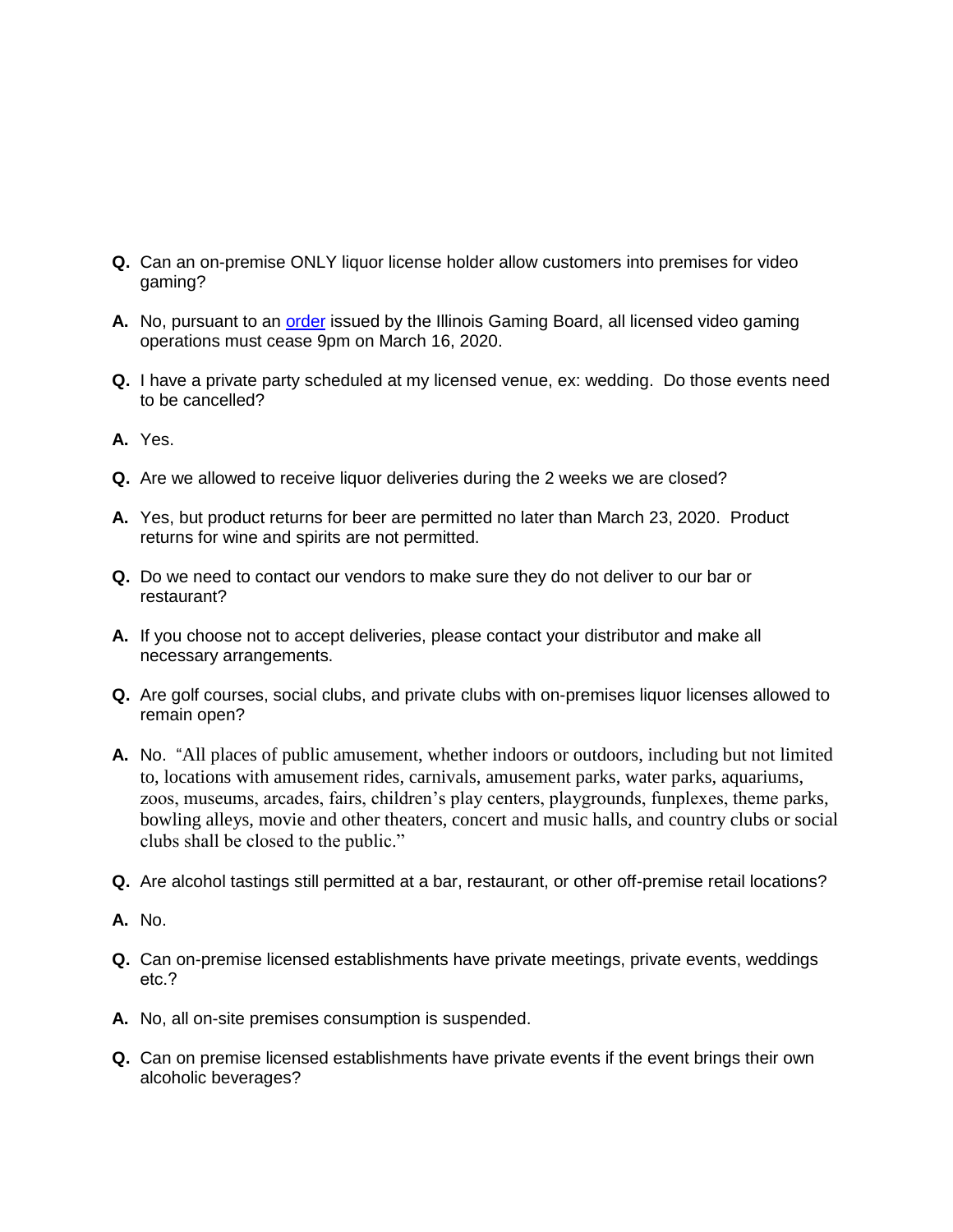**Q.** Can an on-premise ONLY liquor license holder allow customers into premises for video gaming?

**A.** No, pursuant to an [order](order) issued by the Illinois Gaming Board, all licensed video gaming operations must cease 9pm on March 16, 2020.

**Q.** I have a private party scheduled at my licensed venue, ex: wedding. Do those events need to be cancelled?

**A.** Yes.

**Q.** Are we allowed to receive liquor deliveries during the 2 weeks we are closed?

**A.** Yes, but product returns for beer are permitted no later than March 23, 2020. Product returns for wine and spirits are not permitted.

**Q.** Do we need to contact our vendors to make sure they do not deliver to our bar or restaurant?

**A.** If you choose not to accept deliveries, please contact your distributor and make all necessary arrangements.

**Q.** Are golf courses, social clubs, and private clubs with on-premises liquor licenses allowed to remain open?

**A.** No. "All places of public amusement, whether indoors or outdoors, including but not limited to, locations with amusement rides, carnivals, amusement parks, water parks, aquariums, zoos, museums, arcades, fairs, children's play centers, playgrounds, funplexes, theme parks, bowling alleys, movie and other theaters, concert and music halls, and country clubs or social clubs shall be closed to the public."

**Q.** Are alcohol tastings still permitted at a bar, restaurant, or other off-premise retail locations?

**A.** No.

**Q.** Can on-premise licensed establishments have private meetings, private events, weddings etc.?

**A.** No, all on-site premises consumption is suspended.

**Q.** Can on premise licensed establishments have private events if the event brings their own alcoholic beverages?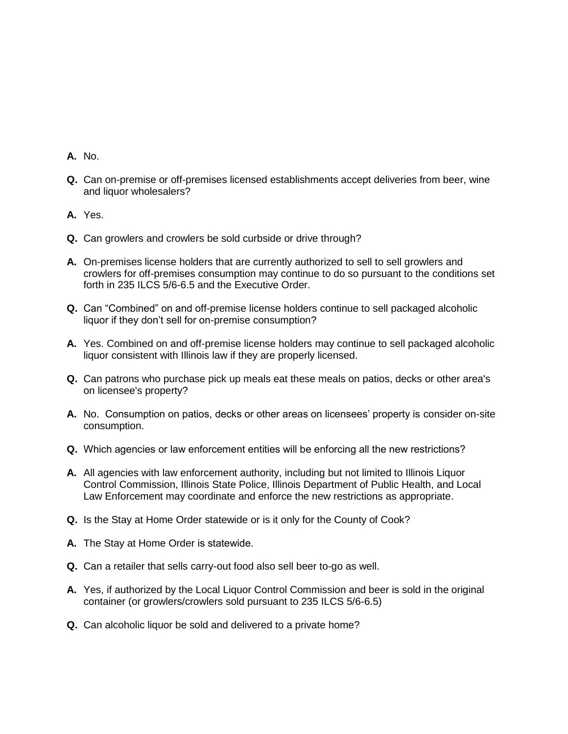**A.** No.

**Q.** Can on-premise or off-premises licensed establishments accept deliveries from beer, wine and liquor wholesalers?

**A.** Yes.

**Q.** Can growlers and crowlers be sold curbside or drive through?

**A.** On-premises license holders that are currently authorized to sell to sell growlers and crowlers for off-premises consumption may continue to do so pursuant to the conditions set forth in 235 ILCS 5/6-6.5 and the Executive Order.

**Q.** Can "Combined" on and off-premise license holders continue to sell packaged alcoholic liquor if they don't sell for on-premise consumption?

**A.** Yes. Combined on and off-premise license holders may continue to sell packaged alcoholic liquor consistent with Illinois law if they are properly licensed.

**Q.** Can patrons who purchase pick up meals eat these meals on patios, decks or other area's on licensee's property?

**A.** No. Consumption on patios, decks or other areas on licensees' property is consider on-site consumption.

**Q.** Which agencies or law enforcement entities will be enforcing all the new restrictions?

**A.** All agencies with law enforcement authority, including but not limited to Illinois Liquor Control Commission, Illinois State Police, Illinois Department of Public Health, and Local Law Enforcement may coordinate and enforce the new restrictions as appropriate.

**Q.** Is the Stay at Home Order statewide or is it only for the County of Cook?

**A.** The Stay at Home Order is statewide.

**Q.** Can a retailer that sells carry-out food also sell beer to-go as well.

**A.** Yes, if authorized by the Local Liquor Control Commission and beer is sold in the original container (or growlers/crowlers sold pursuant to 235 ILCS 5/6-6.5)

**Q.** Can alcoholic liquor be sold and delivered to a private home?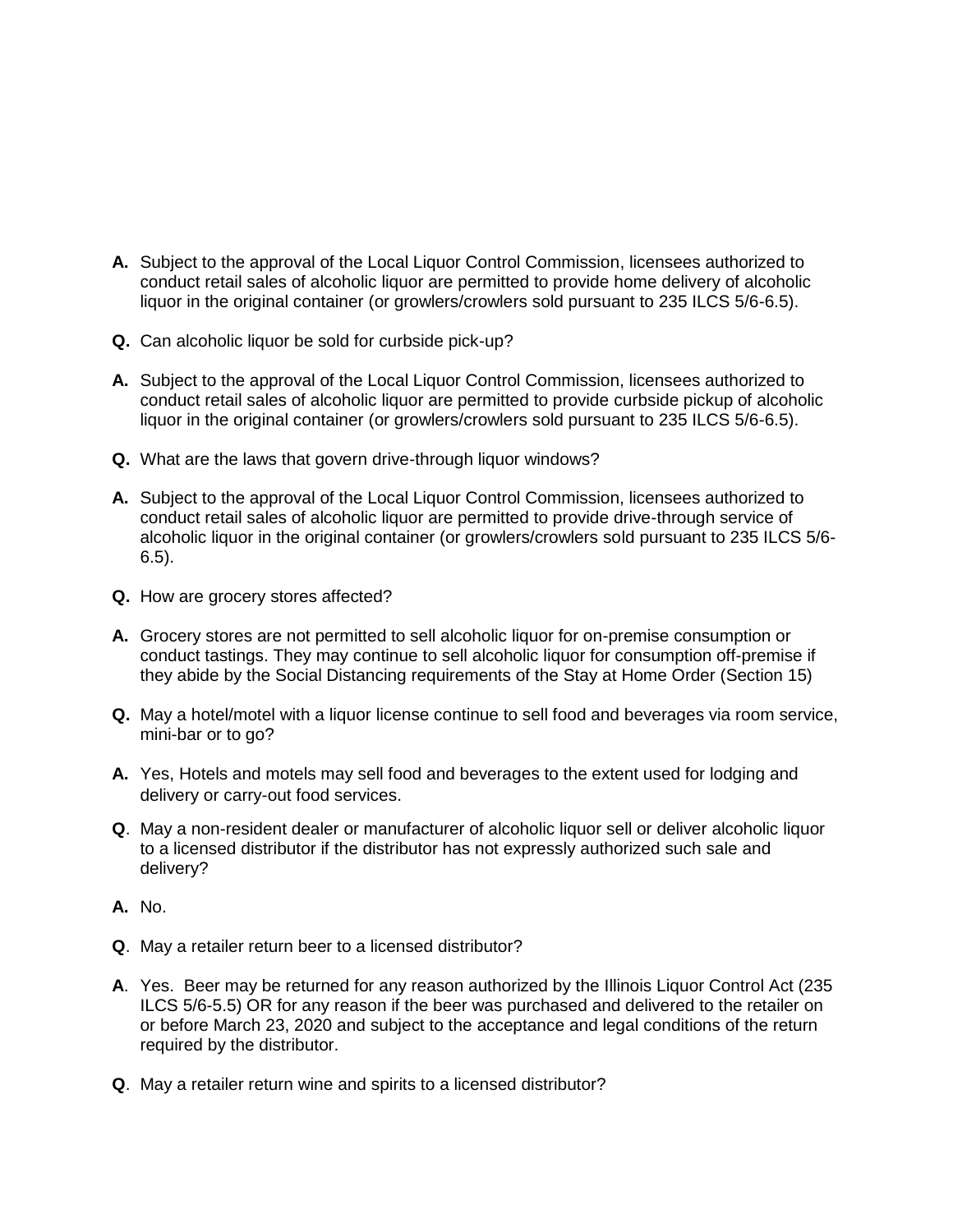**A.** Subject to the approval of the Local Liquor Control Commission, licensees authorized to conduct retail sales of alcoholic liquor are permitted to provide home delivery of alcoholic liquor in the original container (or growlers/crowlers sold pursuant to 235 ILCS 5/6-6.5).

**Q.** Can alcoholic liquor be sold for curbside pick-up?

**A.** Subject to the approval of the Local Liquor Control Commission, licensees authorized to conduct retail sales of alcoholic liquor are permitted to provide curbside pickup of alcoholic liquor in the original container (or growlers/crowlers sold pursuant to 235 ILCS 5/6-6.5).

**Q.** What are the laws that govern drive-through liquor windows?

**A.** Subject to the approval of the Local Liquor Control Commission, licensees authorized to conduct retail sales of alcoholic liquor are permitted to provide drive-through service of alcoholic liquor in the original container (or growlers/crowlers sold pursuant to 235 ILCS 5/6-6.5).

**Q.** How are grocery stores affected?

**A.** Grocery stores are not permitted to sell alcoholic liquor for on-premise consumption or conduct tastings. They may continue to sell alcoholic liquor for consumption off-premise if they abide by the Social Distancing requirements of the Stay at Home Order (Section 15)

**Q.** May a hotel/motel with a liquor license continue to sell food and beverages via room service, mini-bar or to go?

**A.** Yes, Hotels and motels may sell food and beverages to the extent used for lodging and delivery or carry-out food services.

**Q**. May a non-resident dealer or manufacturer of alcoholic liquor sell or deliver alcoholic liquor to a licensed distributor if the distributor has not expressly authorized such sale and delivery?

**A.** No.

**Q**. May a retailer return beer to a licensed distributor?

**A**. Yes. Beer may be returned for any reason authorized by the Illinois Liquor Control Act (235 ILCS 5/6-5.5) OR for any reason if the beer was purchased and delivered to the retailer on or before March 23, 2020 and subject to the acceptance and legal conditions of the return required by the distributor.

**Q**. May a retailer return wine and spirits to a licensed distributor?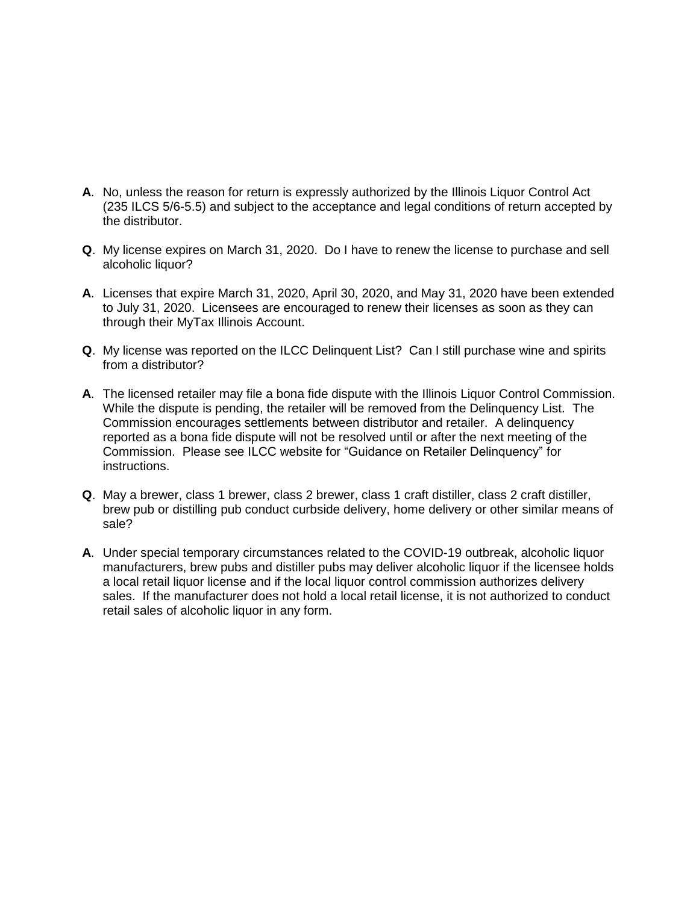**A**. No, unless the reason for return is expressly authorized by the Illinois Liquor Control Act (235 ILCS 5/6-5.5) and subject to the acceptance and legal conditions of return accepted by the distributor.

**Q**. My license expires on March 31, 2020. Do I have to renew the license to purchase and sell alcoholic liquor?

**A**. Licenses that expire March 31, 2020, April 30, 2020, and May 31, 2020 have been extended to July 31, 2020. Licensees are encouraged to renew their licenses as soon as they can through their MyTax Illinois Account.

**Q**. My license was reported on the ILCC Delinquent List? Can I still purchase wine and spirits from a distributor?

**A**. The licensed retailer may file a bona fide dispute with the Illinois Liquor Control Commission. While the dispute is pending, the retailer will be removed from the Delinquency List. The Commission encourages settlements between distributor and retailer. A delinquency reported as a bona fide dispute will not be resolved until or after the next meeting of the Commission. Please see ILCC website for "Guidance on Retailer Delinquency" for instructions.

**Q**. May a brewer, class 1 brewer, class 2 brewer, class 1 craft distiller, class 2 craft distiller, brew pub or distilling pub conduct curbside delivery, home delivery or other similar means of sale?

**A**. Under special temporary circumstances related to the COVID-19 outbreak, alcoholic liquor manufacturers, brew pubs and distiller pubs may deliver alcoholic liquor if the licensee holds a local retail liquor license and if the local liquor control commission authorizes delivery sales. If the manufacturer does not hold a local retail license, it is not authorized to conduct retail sales of alcoholic liquor in any form.